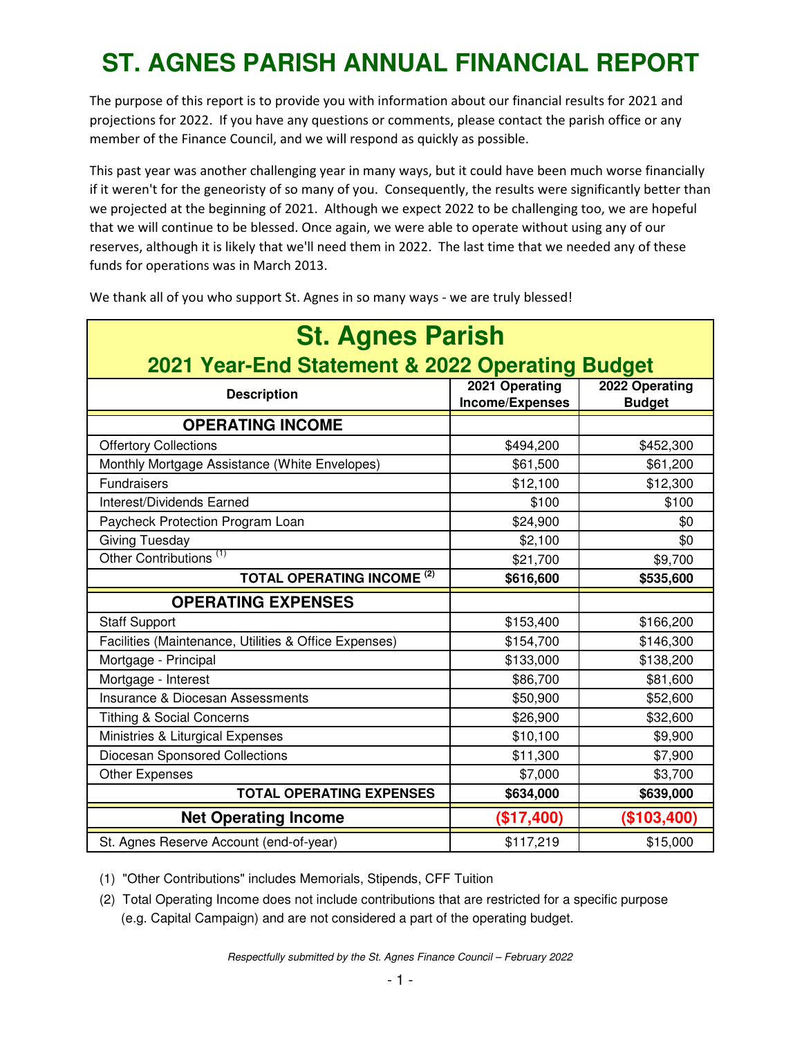# ST. AGNES PARISH ANNUAL FINANCIAL REPORT

The purpose of this report is to provide you with information about our financial results for 2021 and projections for 2022. If you have any questions or comments, please contact the parish office or any member of the Finance Council, and we will respond as quickly as possible.

This past year was another challenging year in many ways, but it could have been much worse financially if it weren't for the geneoristy of so many of you. Consequently, the results were significantly better than we projected at the beginning of 2021. Although we expect 2022 to be challenging too, we are hopeful that we will continue to be blessed. Once again, we were able to operate without using any of our reserves, although it is likely that we'll need them in 2022. The last time that we needed any of these funds for operations was in March 2013.

We thank all of you who support St. Agnes in so many ways - we are truly blessed!

## St. Agnes Parish
### 2021 Year-End Statement & 2022 Operating Budget

| Description | 2021 Operating Income/Expenses | 2022 Operating Budget |
|---|---|---|
| **OPERATING INCOME** | | |
| Offertory Collections | $494,200 | $452,300 |
| Monthly Mortgage Assistance (White Envelopes) | $61,500 | $61,200 |
| Fundraisers | $12,100 | $12,300 |
| Interest/Dividends Earned | $100 | $100 |
| Paycheck Protection Program Loan | $24,900 | $0 |
| Giving Tuesday | $2,100 | $0 |
| Other Contributions [1] | $21,700 | $9,700 |
| **TOTAL OPERATING INCOME [2]** | **$616,600** | **$535,600** |
| **OPERATING EXPENSES** | | |
| Staff Support | $153,400 | $166,200 |
| Facilities (Maintenance, Utilities & Office Expenses) | $154,700 | $146,300 |
| Mortgage - Principal | $133,000 | $138,200 |
| Mortgage - Interest | $86,700 | $81,600 |
| Insurance & Diocesan Assessments | $50,900 | $52,600 |
| Tithing & Social Concerns | $26,900 | $32,600 |
| Ministries & Liturgical Expenses | $10,100 | $9,900 |
| Diocesan Sponsored Collections | $11,300 | $7,900 |
| Other Expenses | $7,000 | $3,700 |
| **TOTAL OPERATING EXPENSES** | **$634,000** | **$639,000** |
| **Net Operating Income** | **($17,400)** | **($103,400)** |
| St. Agnes Reserve Account (end-of-year) | $117,219 | $15,000 |

(1) "Other Contributions" includes Memorials, Stipends, CFF Tuition

(2) Total Operating Income does not include contributions that are restricted for a specific purpose (e.g. Capital Campaign) and are not considered a part of the operating budget.

*Respectfully submitted by the St. Agnes Finance Council – February 2022*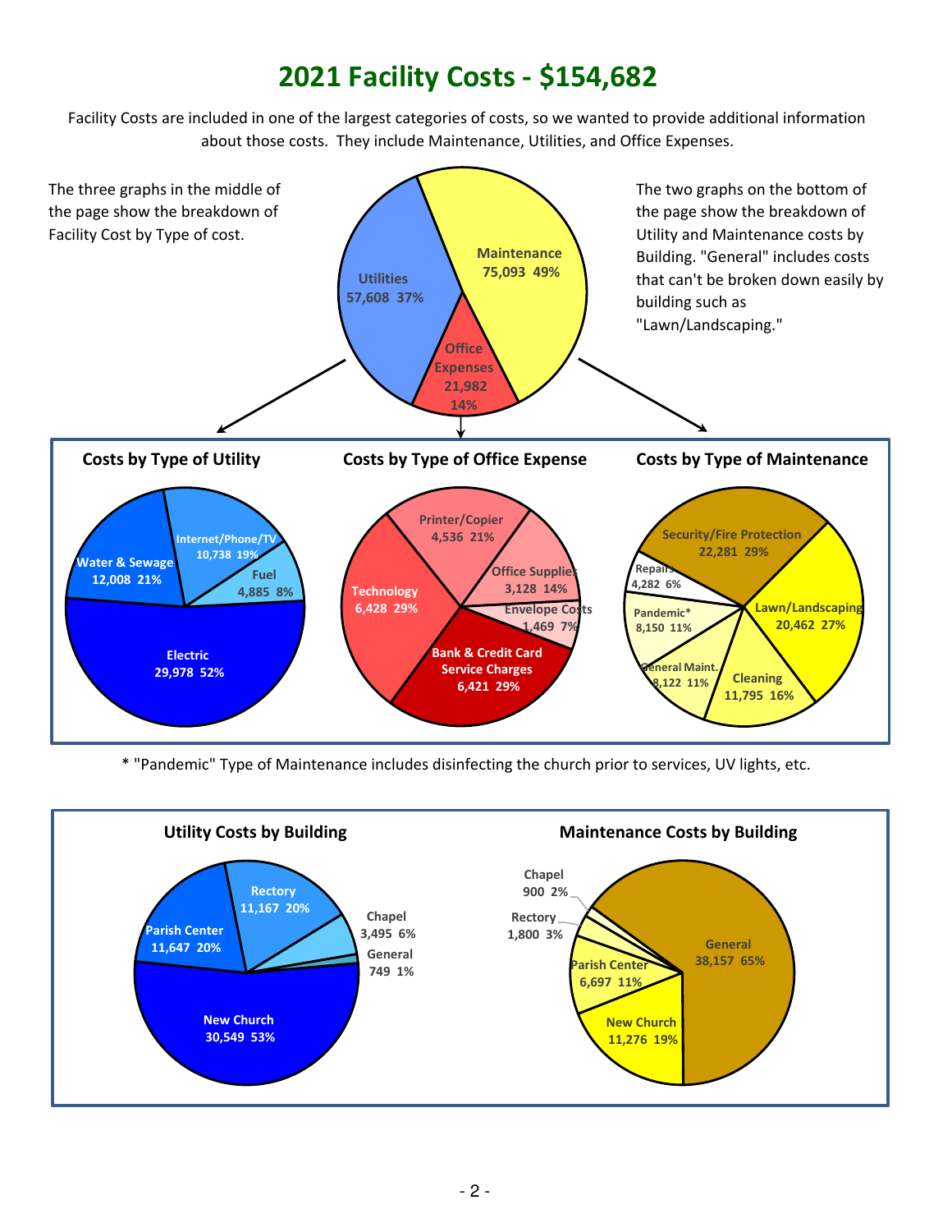# 2021 Facility Costs - $154,682

Facility Costs are included in one of the largest categories of costs, so we wanted to provide additional information about those costs. They include Maintenance, Utilities, and Office Expenses.

The three graphs in the middle of the page show the breakdown of Facility Cost by Type of cost.

The two graphs on the bottom of the page show the breakdown of Utility and Maintenance costs by Building. "General" includes costs that can't be broken down easily by building such as "Lawn/Landscaping."

| Type | Cost | % |
|---|---|---|
| Maintenance | 75,093 | 49% |
| Utilities | 57,608 | 37% |
| Office Expenses | 21,982 | 14% |

### Costs by Type of Utility

| Type | Cost | % |
|---|---|---|
| Electric | 29,978 | 52% |
| Water & Sewage | 12,008 | 21% |
| Internet/Phone/TV | 10,738 | 19% |
| Fuel | 4,885 | 8% |

### Costs by Type of Office Expense

| Type | Cost | % |
|---|---|---|
| Technology | 6,428 | 29% |
| Bank & Credit Card Service Charges | 6,421 | 29% |
| Printer/Copier | 4,536 | 21% |
| Office Supplies | 3,128 | 14% |
| Envelope Costs | 1,469 | 7% |

### Costs by Type of Maintenance

| Type | Cost | % |
|---|---|---|
| Security/Fire Protection | 22,281 | 29% |
| Lawn/Landscaping | 20,462 | 27% |
| Cleaning | 11,795 | 16% |
| Pandemic* | 8,150 | 11% |
| General Maint. | 8,122 | 11% |
| Repairs | 4,282 | 6% |

* "Pandemic" Type of Maintenance includes disinfecting the church prior to services, UV lights, etc.

### Utility Costs by Building

| Building | Cost | % |
|---|---|---|
| New Church | 30,549 | 53% |
| Parish Center | 11,647 | 20% |
| Rectory | 11,167 | 20% |
| Chapel | 3,495 | 6% |
| General | 749 | 1% |

### Maintenance Costs by Building

| Building | Cost | % |
|---|---|---|
| General | 38,157 | 65% |
| New Church | 11,276 | 19% |
| Parish Center | 6,697 | 11% |
| Rectory | 1,800 | 3% |
| Chapel | 900 | 2% |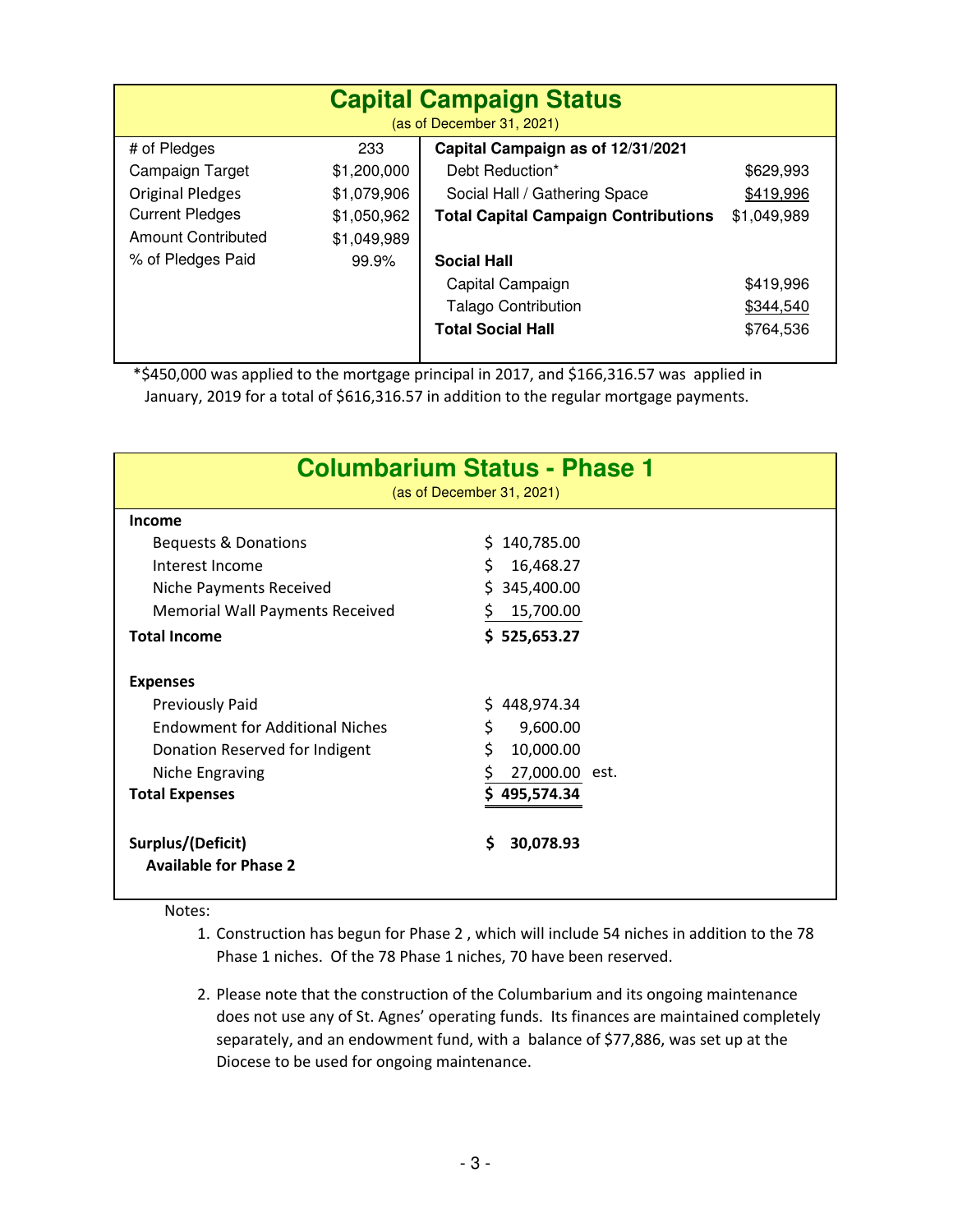## Capital Campaign Status

(as of December 31, 2021)

| | |
|---|---|
| # of Pledges | 233 |
| Campaign Target | $1,200,000 |
| Original Pledges | $1,079,906 |
| Current Pledges | $1,050,962 |
| Amount Contributed | $1,049,989 |
| % of Pledges Paid | 99.9% |

| Capital Campaign as of 12/31/2021 | |
|---|---|
| Debt Reduction* | $629,993 |
| Social Hall / Gathering Space | $419,996 |
| **Total Capital Campaign Contributions** | $1,049,989 |
| | |
| **Social Hall** | |
| Capital Campaign | $419,996 |
| Talago Contribution | $344,540 |
| **Total Social Hall** | $764,536 |

*$450,000 was applied to the mortgage principal in 2017, and $166,316.57 was applied in January, 2019 for a total of $616,316.57 in addition to the regular mortgage payments.

## Columbarium Status - Phase 1

(as of December 31, 2021)

| | |
|---|---|
| **Income** | |
| Bequests & Donations | $ 140,785.00 |
| Interest Income | $ 16,468.27 |
| Niche Payments Received | $ 345,400.00 |
| Memorial Wall Payments Received | $ 15,700.00 |
| **Total Income** | **$ 525,653.27** |
| | |
| **Expenses** | |
| Previously Paid | $ 448,974.34 |
| Endowment for Additional Niches | $ 9,600.00 |
| Donation Reserved for Indigent | $ 10,000.00 |
| Niche Engraving | $ 27,000.00 est. |
| **Total Expenses** | **$ 495,574.34** |
| | |
| **Surplus/(Deficit)** | **$ 30,078.93** |
| **Available for Phase 2** | |

Notes:

1. Construction has begun for Phase 2 , which will include 54 niches in addition to the 78 Phase 1 niches. Of the 78 Phase 1 niches, 70 have been reserved.

2. Please note that the construction of the Columbarium and its ongoing maintenance does not use any of St. Agnes' operating funds. Its finances are maintained completely separately, and an endowment fund, with a balance of $77,886, was set up at the Diocese to be used for ongoing maintenance.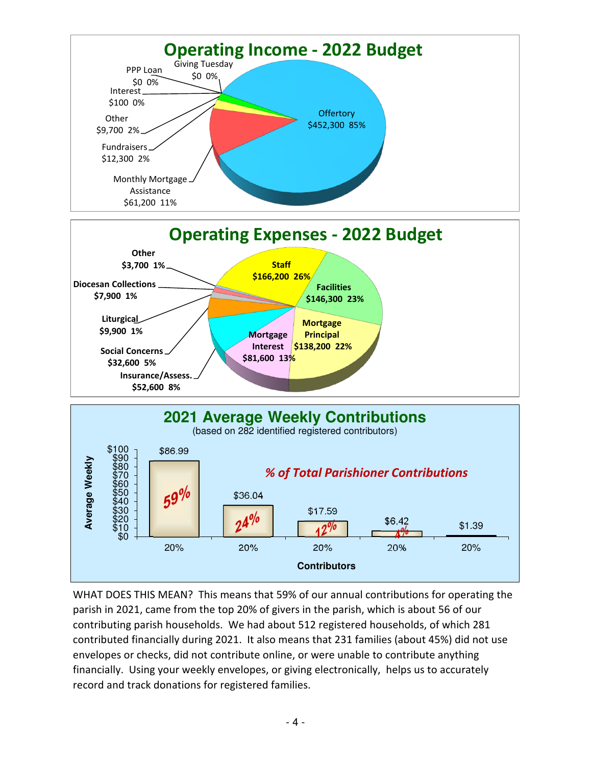## Operating Income - 2022 Budget

Giving Tuesday
$0 0%

PPP Loan
$0 0%

Interest
$100 0%

Other
$9,700 2%

Fundraisers
$12,300 2%

Monthly Mortgage Assistance
$61,200 11%

Offertory
$452,300 85%

## Operating Expenses - 2022 Budget

Other
$3,700 1%

Diocesan Collections
$7,900 1%

Liturgical
$9,900 1%

Social Concerns
$32,600 5%

Insurance/Assess.
$52,600 8%

Staff
$166,200 26%

Facilities
$146,300 23%

Mortgage Principal
$138,200 22%

Mortgage Interest
$81,600 13%

## 2021 Average Weekly Contributions

(based on 282 identified registered contributors)

Average Weekly

$100
$90
$80
$70
$60
$50
$40
$30
$20
$10
$0

*% of Total Parishioner Contributions*

$86.99
59%

$36.04
24%

$17.59
12%

$6.42
4%

$1.39

20%
20%
20%
20%
20%

Contributors

WHAT DOES THIS MEAN? This means that 59% of our annual contributions for operating the parish in 2021, came from the top 20% of givers in the parish, which is about 56 of our contributing parish households. We had about 512 registered households, of which 281 contributed financially during 2021. It also means that 231 families (about 45%) did not use envelopes or checks, did not contribute online, or were unable to contribute anything financially. Using your weekly envelopes, or giving electronically, helps us to accurately record and track donations for registered families.